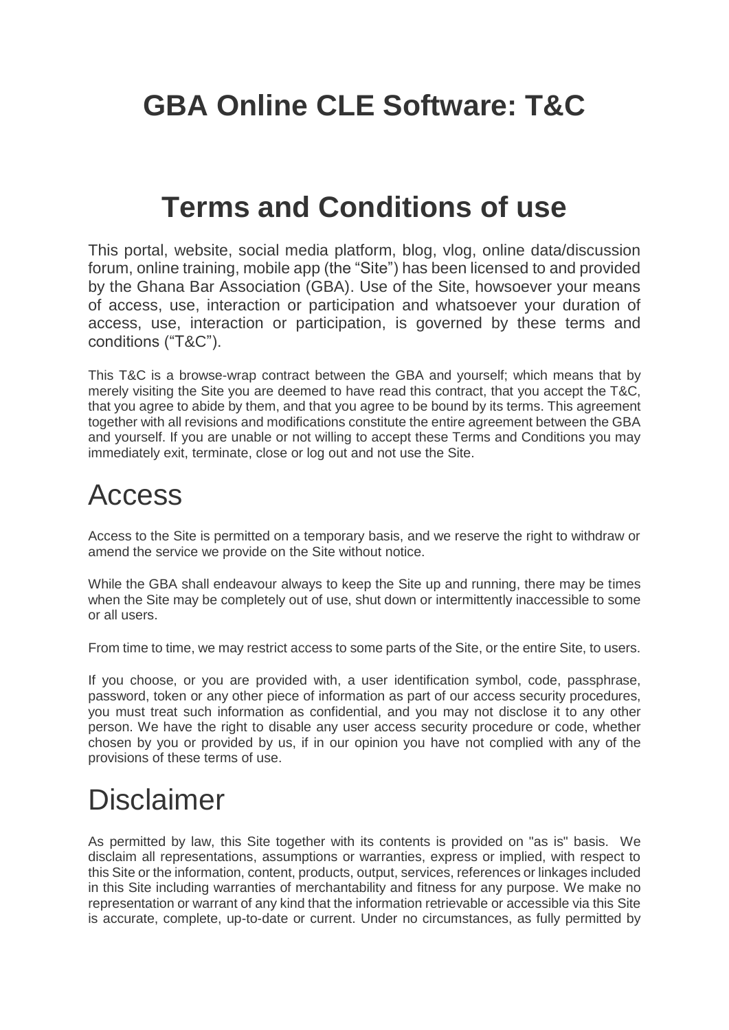# GBA Online CLE Software: T&C

# Terms and Conditions of use

This portal, website, social media platform, blog, vlog, online data/discussion forum, online training, mobile app (the "Site") has been licensed to and provided by the Ghana Bar Association (GBA). Use of the Site, howsoever your means of access, use, interaction or participation and whatsoever your duration of access, use, interaction or participation, is governed by these terms and conditions ("T&C").

This T&C is a browse-wrap contract between the GBA and yourself; which means that by merely visiting the Site you are deemed to have read this contract, that you accept the T&C, that you agree to abide by them, and that you agree to be bound by its terms. This agreement together with all revisions and modifications constitute the entire agreement between the GBA and yourself. If you are unable or not willing to accept these Terms and Conditions you may immediately exit, terminate, close or log out and not use the Site.

## Access

Access to the Site is permitted on a temporary basis, and we reserve the right to withdraw or amend the service we provide on the Site without notice.

While the GBA shall endeavour always to keep the Site up and running, there may be times when the Site may be completely out of use, shut down or intermittently inaccessible to some or all users.

From time to time, we may restrict access to some parts of the Site, or the entire Site, to users.

If you choose, or you are provided with, a user identification symbol, code, passphrase, password, token or any other piece of information as part of our access security procedures, you must treat such information as confidential, and you may not disclose it to any other person. We have the right to disable any user access security procedure or code, whether chosen by you or provided by us, if in our opinion you have not complied with any of the provisions of these terms of use.

## Disclaimer

As permitted by law, this Site together with its contents is provided on "as is" basis. We disclaim all representations, assumptions or warranties, express or implied, with respect to this Site or the information, content, products, output, services, references or linkages included in this Site including warranties of merchantability and fitness for any purpose. We make no representation or warrant of any kind that the information retrievable or accessible via this Site is accurate, complete, up-to-date or current. Under no circumstances, as fully permitted by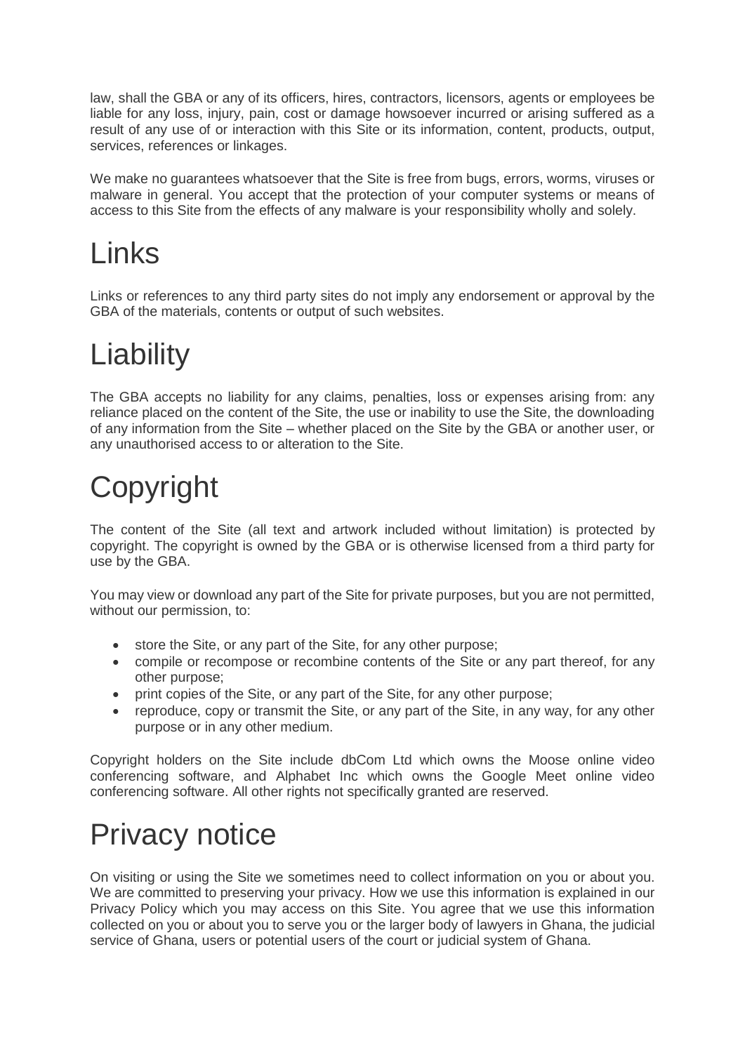law, shall the GBA or any of its officers, hires, contractors, licensors, agents or employees be liable for any loss, injury, pain, cost or damage howsoever incurred or arising suffered as a result of any use of or interaction with this Site or its information, content, products, output, services, references or linkages.

We make no guarantees whatsoever that the Site is free from bugs, errors, worms, viruses or malware in general. You accept that the protection of your computer systems or means of access to this Site from the effects of any malware is your responsibility wholly and solely.

# Links

Links or references to any third party sites do not imply any endorsement or approval by the GBA of the materials, contents or output of such websites.

# Liability

The GBA accepts no liability for any claims, penalties, loss or expenses arising from: any reliance placed on the content of the Site, the use or inability to use the Site, the downloading of any information from the Site – whether placed on the Site by the GBA or another user, or any unauthorised access to or alteration to the Site.

# Copyright

The content of the Site (all text and artwork included without limitation) is protected by copyright. The copyright is owned by the GBA or is otherwise licensed from a third party for use by the GBA.

You may view or download any part of the Site for private purposes, but you are not permitted, without our permission, to:

- store the Site, or any part of the Site, for any other purpose;
- compile or recompose or recombine contents of the Site or any part thereof, for any other purpose;
- print copies of the Site, or any part of the Site, for any other purpose;
- reproduce, copy or transmit the Site, or any part of the Site, in any way, for any other purpose or in any other medium.

Copyright holders on the Site include dbCom Ltd which owns the Moose online video conferencing software, and Alphabet Inc which owns the Google Meet online video conferencing software. All other rights not specifically granted are reserved.

# Privacy notice

On visiting or using the Site we sometimes need to collect information on you or about you. We are committed to preserving your privacy. How we use this information is explained in our Privacy Policy which you may access on this Site. You agree that we use this information collected on you or about you to serve you or the larger body of lawyers in Ghana, the judicial service of Ghana, users or potential users of the court or judicial system of Ghana.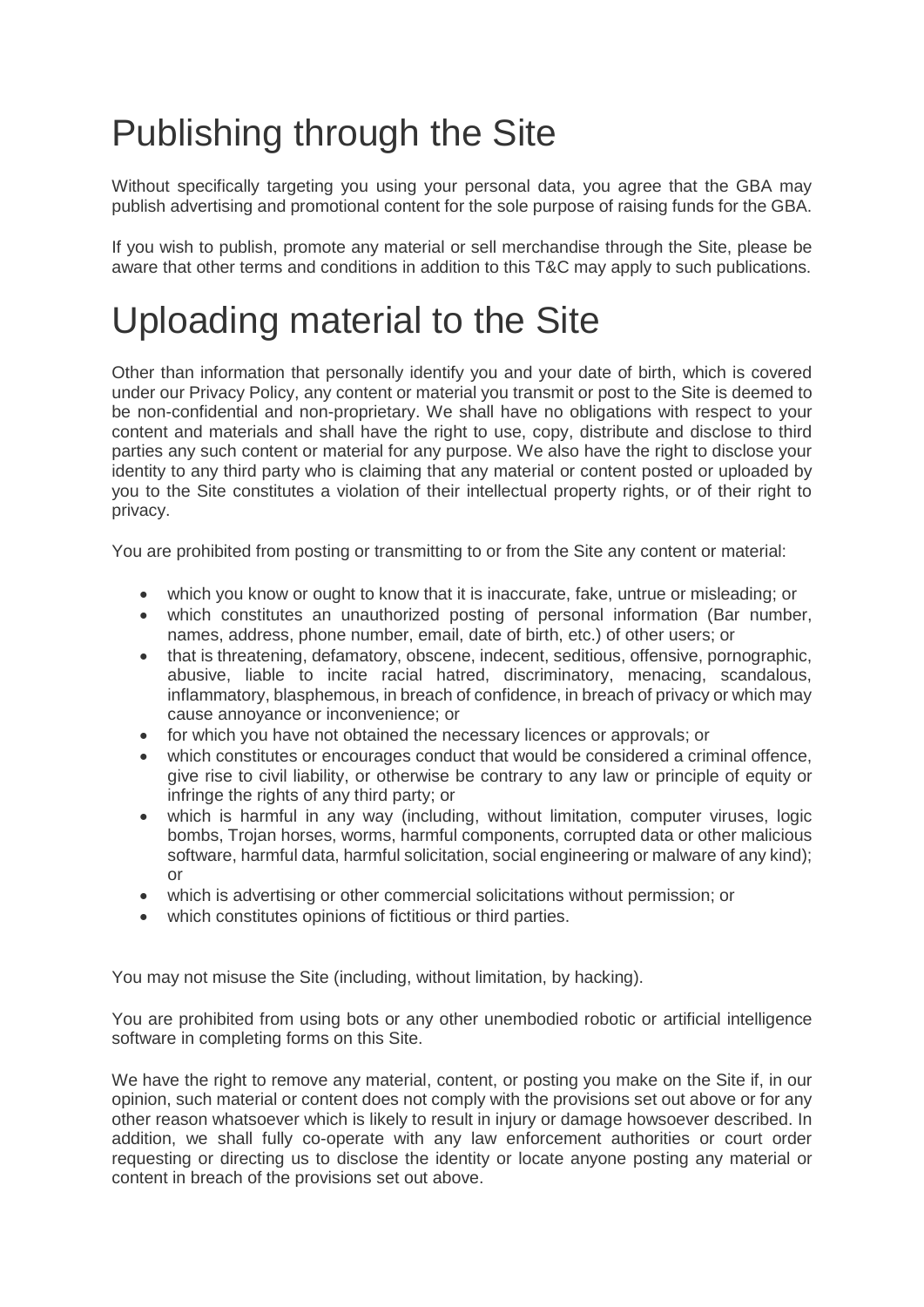# Publishing through the Site

Without specifically targeting you using your personal data, you agree that the GBA may publish advertising and promotional content for the sole purpose of raising funds for the GBA.

If you wish to publish, promote any material or sell merchandise through the Site, please be aware that other terms and conditions in addition to this T&C may apply to such publications.

# Uploading material to the Site

Other than information that personally identify you and your date of birth, which is covered under our Privacy Policy, any content or material you transmit or post to the Site is deemed to be non-confidential and non-proprietary. We shall have no obligations with respect to your content and materials and shall have the right to use, copy, distribute and disclose to third parties any such content or material for any purpose. We also have the right to disclose your identity to any third party who is claiming that any material or content posted or uploaded by you to the Site constitutes a violation of their intellectual property rights, or of their right to privacy.

You are prohibited from posting or transmitting to or from the Site any content or material:

- which you know or ought to know that it is inaccurate, fake, untrue or misleading; or
- which constitutes an unauthorized posting of personal information (Bar number, names, address, phone number, email, date of birth, etc.) of other users; or
- that is threatening, defamatory, obscene, indecent, seditious, offensive, pornographic, abusive, liable to incite racial hatred, discriminatory, menacing, scandalous, inflammatory, blasphemous, in breach of confidence, in breach of privacy or which may cause annoyance or inconvenience; or
- for which you have not obtained the necessary licences or approvals; or
- which constitutes or encourages conduct that would be considered a criminal offence, give rise to civil liability, or otherwise be contrary to any law or principle of equity or infringe the rights of any third party; or
- which is harmful in any way (including, without limitation, computer viruses, logic bombs, Trojan horses, worms, harmful components, corrupted data or other malicious software, harmful data, harmful solicitation, social engineering or malware of any kind); or
- which is advertising or other commercial solicitations without permission; or
- which constitutes opinions of fictitious or third parties.

You may not misuse the Site (including, without limitation, by hacking).

You are prohibited from using bots or any other unembodied robotic or artificial intelligence software in completing forms on this Site.

We have the right to remove any material, content, or posting you make on the Site if, in our opinion, such material or content does not comply with the provisions set out above or for any other reason whatsoever which is likely to result in injury or damage howsoever described. In addition, we shall fully co-operate with any law enforcement authorities or court order requesting or directing us to disclose the identity or locate anyone posting any material or content in breach of the provisions set out above.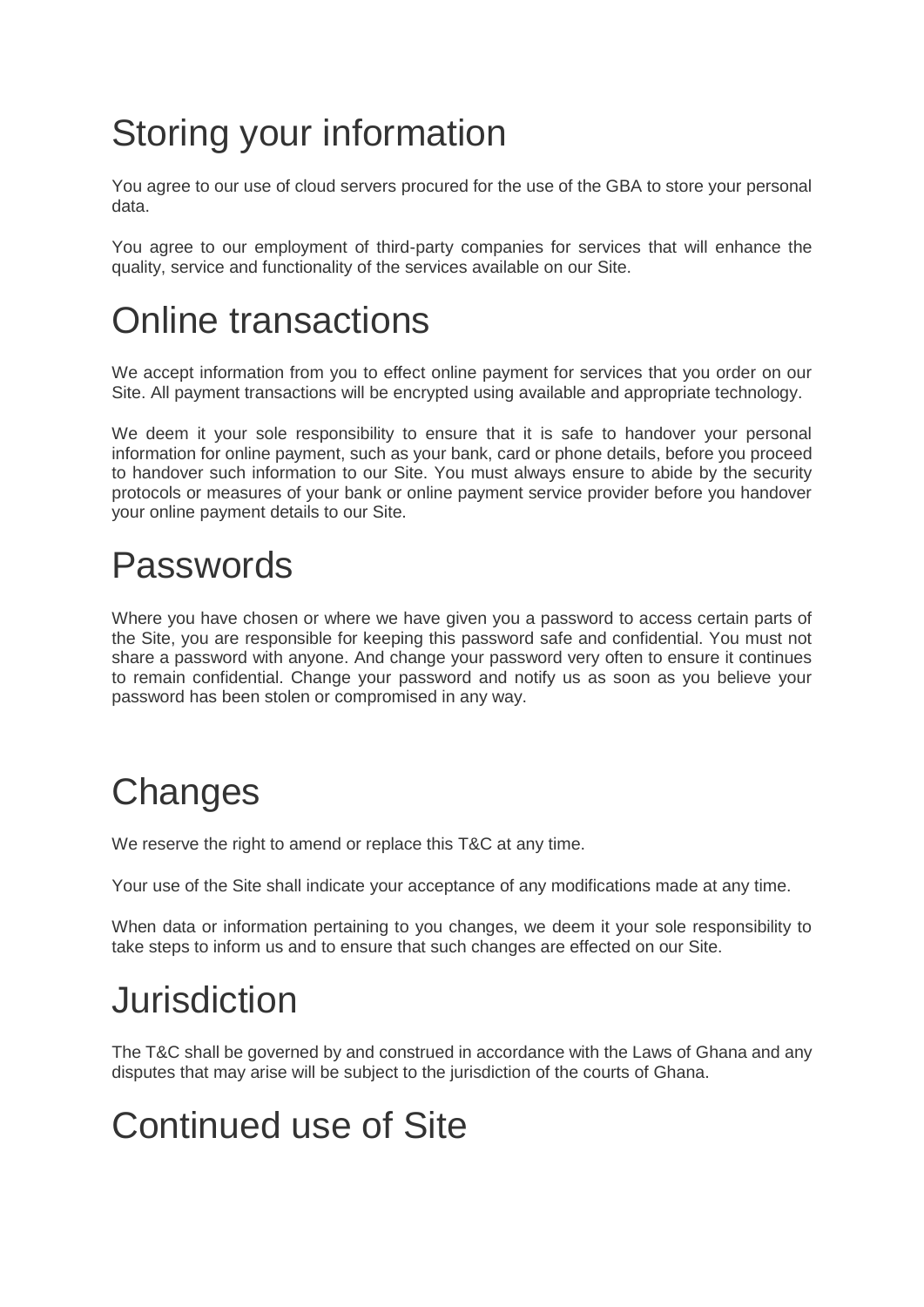# Storing your information

You agree to our use of cloud servers procured for the use of the GBA to store your personal data.

You agree to our employment of third-party companies for services that will enhance the quality, service and functionality of the services available on our Site.

# Online transactions

We accept information from you to effect online payment for services that you order on our Site. All payment transactions will be encrypted using available and appropriate technology.

We deem it your sole responsibility to ensure that it is safe to handover your personal information for online payment, such as your bank, card or phone details, before you proceed to handover such information to our Site. You must always ensure to abide by the security protocols or measures of your bank or online payment service provider before you handover your online payment details to our Site.

# Passwords

Where you have chosen or where we have given you a password to access certain parts of the Site, you are responsible for keeping this password safe and confidential. You must not share a password with anyone. And change your password very often to ensure it continues to remain confidential. Change your password and notify us as soon as you believe your password has been stolen or compromised in any way.

# Changes

We reserve the right to amend or replace this T&C at any time.

Your use of the Site shall indicate your acceptance of any modifications made at any time.

When data or information pertaining to you changes, we deem it your sole responsibility to take steps to inform us and to ensure that such changes are effected on our Site.

# Jurisdiction

The T&C shall be governed by and construed in accordance with the Laws of Ghana and any disputes that may arise will be subject to the jurisdiction of the courts of Ghana.

# Continued use of Site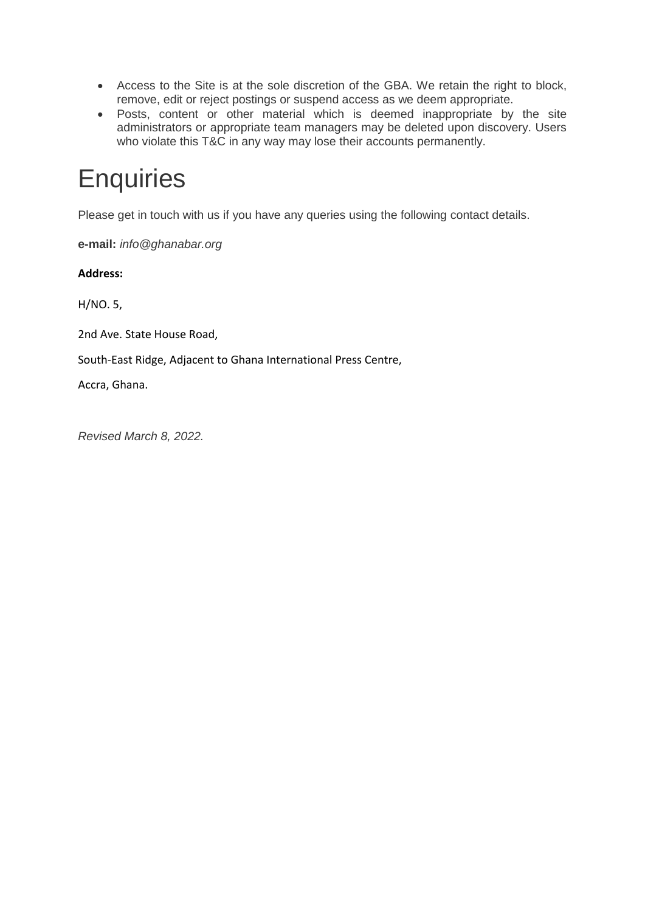- Access to the Site is at the sole discretion of the GBA. We retain the right to block, remove, edit or reject postings or suspend access as we deem appropriate.
- Posts, content or other material which is deemed inappropriate by the site administrators or appropriate team managers may be deleted upon discovery. Users who violate this T&C in any way may lose their accounts permanently.

# Enquiries

Please get in touch with us if you have any queries using the following contact details.

**e-mail:** *info@ghanabar.org*

**Address:**

H/NO. 5,

2nd Ave. State House Road,

South-East Ridge, Adjacent to Ghana International Press Centre,

Accra, Ghana.

*Revised March 8, 2022.*